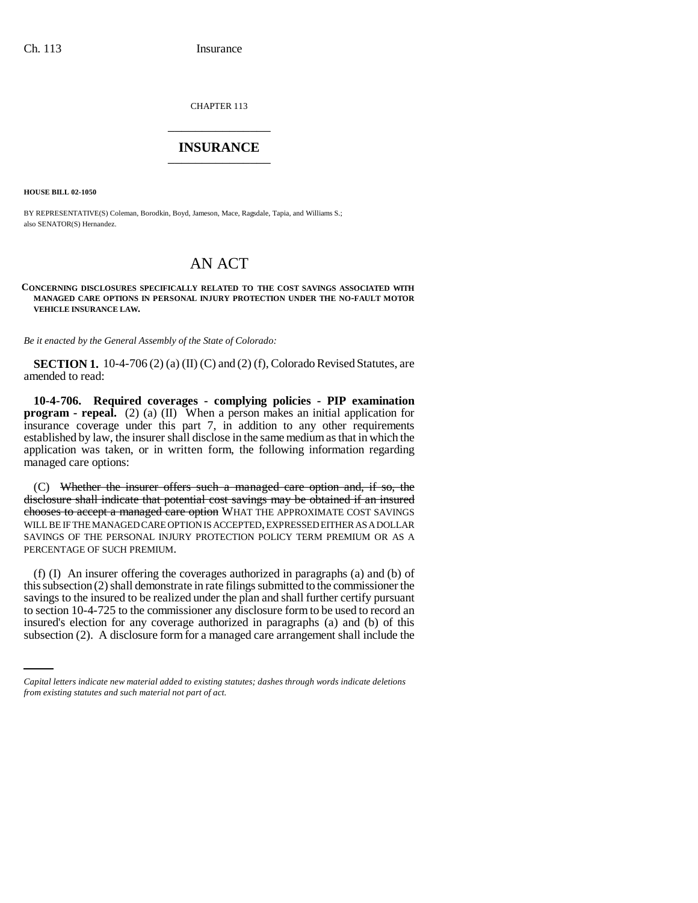CHAPTER 113

# INSURANCE

**HOUSE BILL 02-1050**

BY REPRESENTATIVE(S) Coleman, Borodkin, Boyd, Jameson, Mace, Ragsdale, Tapia, and Williams S.;
also SENATOR(S) Hernandez.

# AN ACT

**CONCERNING DISCLOSURES SPECIFICALLY RELATED TO THE COST SAVINGS ASSOCIATED WITH MANAGED CARE OPTIONS IN PERSONAL INJURY PROTECTION UNDER THE NO-FAULT MOTOR VEHICLE INSURANCE LAW.**

*Be it enacted by the General Assembly of the State of Colorado:*

**SECTION 1.** 10-4-706 (2) (a) (II) (C) and (2) (f), Colorado Revised Statutes, are amended to read:

**10-4-706. Required coverages - complying policies - PIP examination program - repeal.** (2) (a) (II) When a person makes an initial application for insurance coverage under this part 7, in addition to any other requirements established by law, the insurer shall disclose in the same medium as that in which the application was taken, or in written form, the following information regarding managed care options:

(C) ~~Whether the insurer offers such a managed care option and, if so, the disclosure shall indicate that potential cost savings may be obtained if an insured chooses to accept a managed care option~~ WHAT THE APPROXIMATE COST SAVINGS WILL BE IF THE MANAGED CARE OPTION IS ACCEPTED, EXPRESSED EITHER AS A DOLLAR SAVINGS OF THE PERSONAL INJURY PROTECTION POLICY TERM PREMIUM OR AS A PERCENTAGE OF SUCH PREMIUM.

(f) (I) An insurer offering the coverages authorized in paragraphs (a) and (b) of this subsection (2) shall demonstrate in rate filings submitted to the commissioner the savings to the insured to be realized under the plan and shall further certify pursuant to section 10-4-725 to the commissioner any disclosure form to be used to record an insured's election for any coverage authorized in paragraphs (a) and (b) of this subsection (2). A disclosure form for a managed care arrangement shall include the

*Capital letters indicate new material added to existing statutes; dashes through words indicate deletions from existing statutes and such material not part of act.*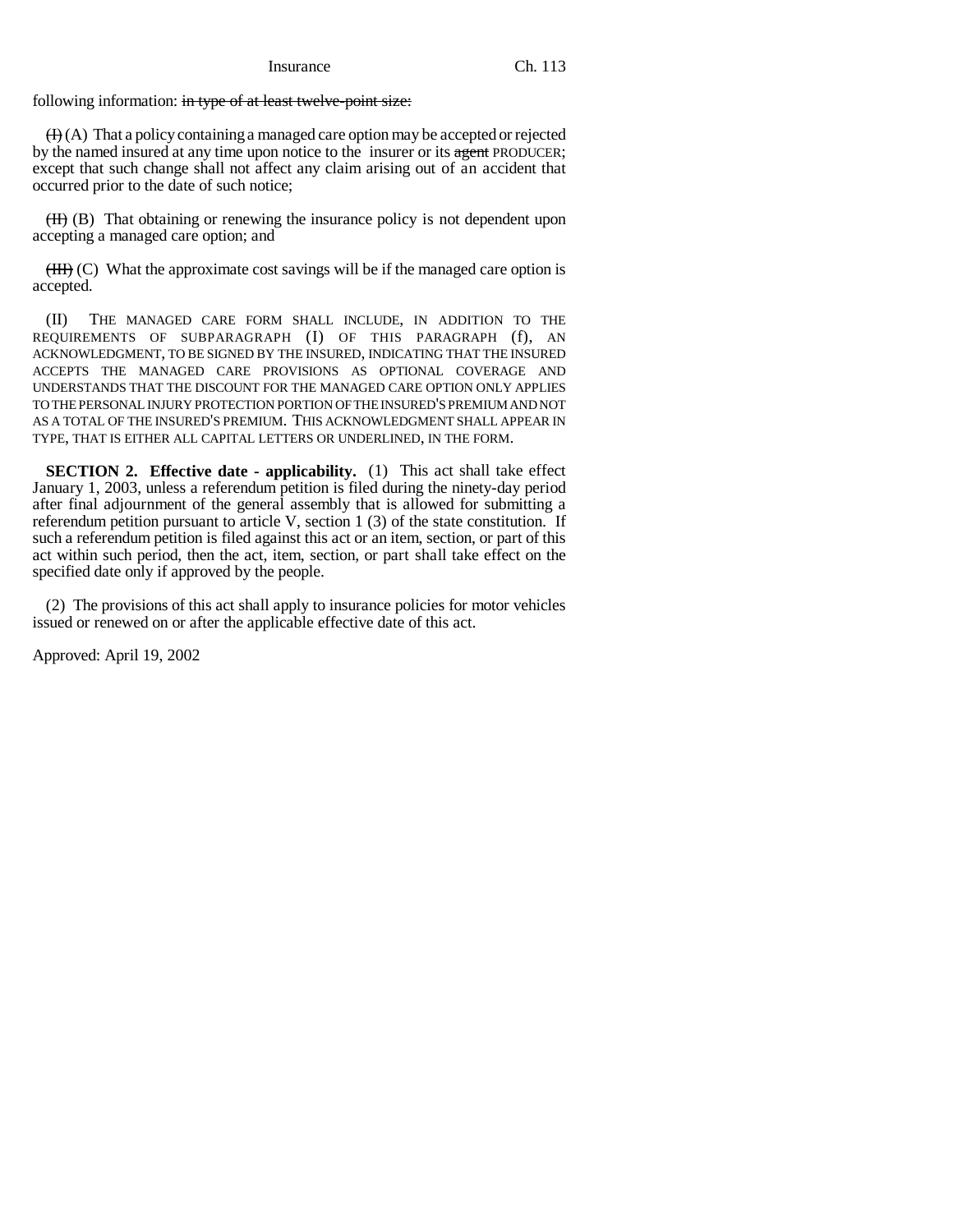following information: ~~in type of at least twelve-point size:~~

~~(I)~~ (A) That a policy containing a managed care option may be accepted or rejected by the named insured at any time upon notice to the insurer or its ~~agent~~ PRODUCER; except that such change shall not affect any claim arising out of an accident that occurred prior to the date of such notice;

~~(II)~~ (B) That obtaining or renewing the insurance policy is not dependent upon accepting a managed care option; and

~~(III)~~ (C) What the approximate cost savings will be if the managed care option is accepted.

(II) THE MANAGED CARE FORM SHALL INCLUDE, IN ADDITION TO THE REQUIREMENTS OF SUBPARAGRAPH (I) OF THIS PARAGRAPH (f), AN ACKNOWLEDGMENT, TO BE SIGNED BY THE INSURED, INDICATING THAT THE INSURED ACCEPTS THE MANAGED CARE PROVISIONS AS OPTIONAL COVERAGE AND UNDERSTANDS THAT THE DISCOUNT FOR THE MANAGED CARE OPTION ONLY APPLIES TO THE PERSONAL INJURY PROTECTION PORTION OF THE INSURED'S PREMIUM AND NOT AS A TOTAL OF THE INSURED'S PREMIUM. THIS ACKNOWLEDGMENT SHALL APPEAR IN TYPE, THAT IS EITHER ALL CAPITAL LETTERS OR UNDERLINED, IN THE FORM.

**SECTION 2. Effective date - applicability.** (1) This act shall take effect January 1, 2003, unless a referendum petition is filed during the ninety-day period after final adjournment of the general assembly that is allowed for submitting a referendum petition pursuant to article V, section 1 (3) of the state constitution. If such a referendum petition is filed against this act or an item, section, or part of this act within such period, then the act, item, section, or part shall take effect on the specified date only if approved by the people.

(2) The provisions of this act shall apply to insurance policies for motor vehicles issued or renewed on or after the applicable effective date of this act.

Approved: April 19, 2002